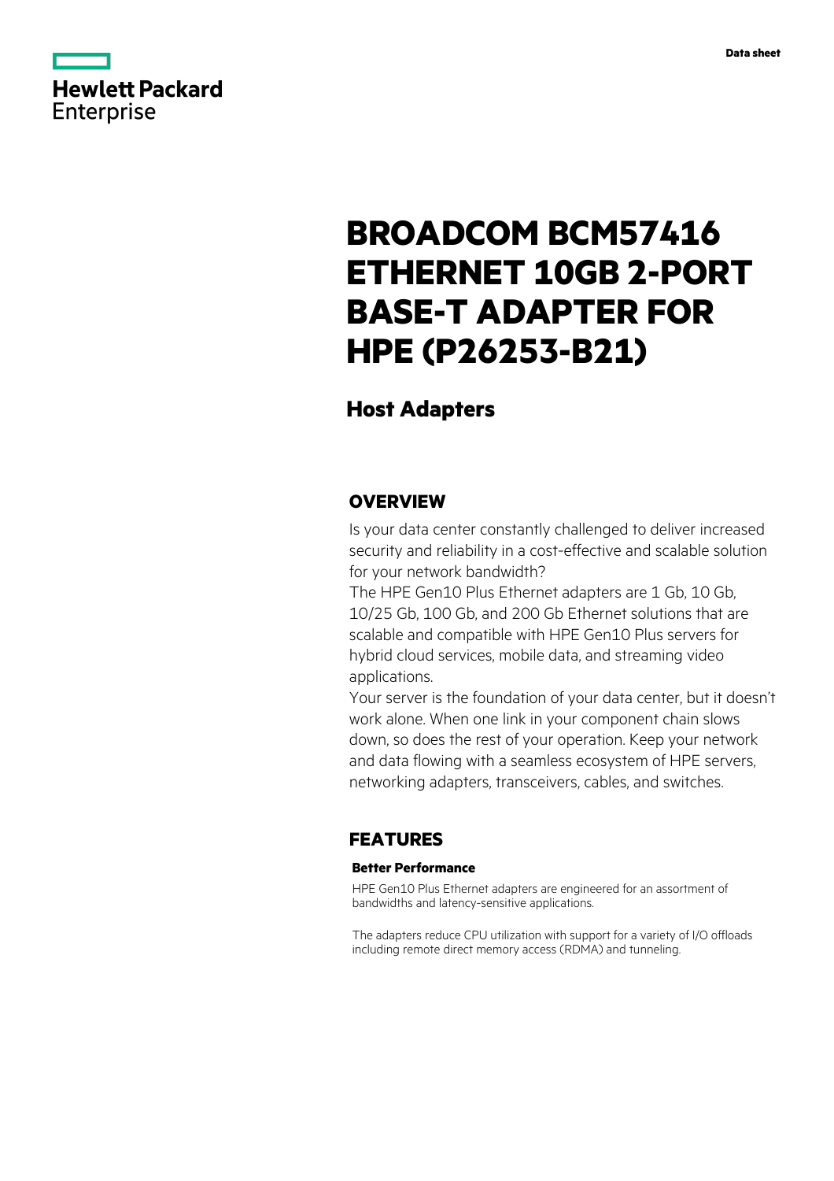Hewlett Packard Enterprise

Data sheet

# BROADCOM BCM57416 ETHERNET 10GB 2-PORT BASE-T ADAPTER FOR HPE (P26253-B21)

## Host Adapters

## OVERVIEW

Is your data center constantly challenged to deliver increased security and reliability in a cost-effective and scalable solution for your network bandwidth?

The HPE Gen10 Plus Ethernet adapters are 1 Gb, 10 Gb, 10/25 Gb, 100 Gb, and 200 Gb Ethernet solutions that are scalable and compatible with HPE Gen10 Plus servers for hybrid cloud services, mobile data, and streaming video applications.

Your server is the foundation of your data center, but it doesn't work alone. When one link in your component chain slows down, so does the rest of your operation. Keep your network and data flowing with a seamless ecosystem of HPE servers, networking adapters, transceivers, cables, and switches.

## FEATURES

### Better Performance

HPE Gen10 Plus Ethernet adapters are engineered for an assortment of bandwidths and latency-sensitive applications.

The adapters reduce CPU utilization with support for a variety of I/O offloads including remote direct memory access (RDMA) and tunneling.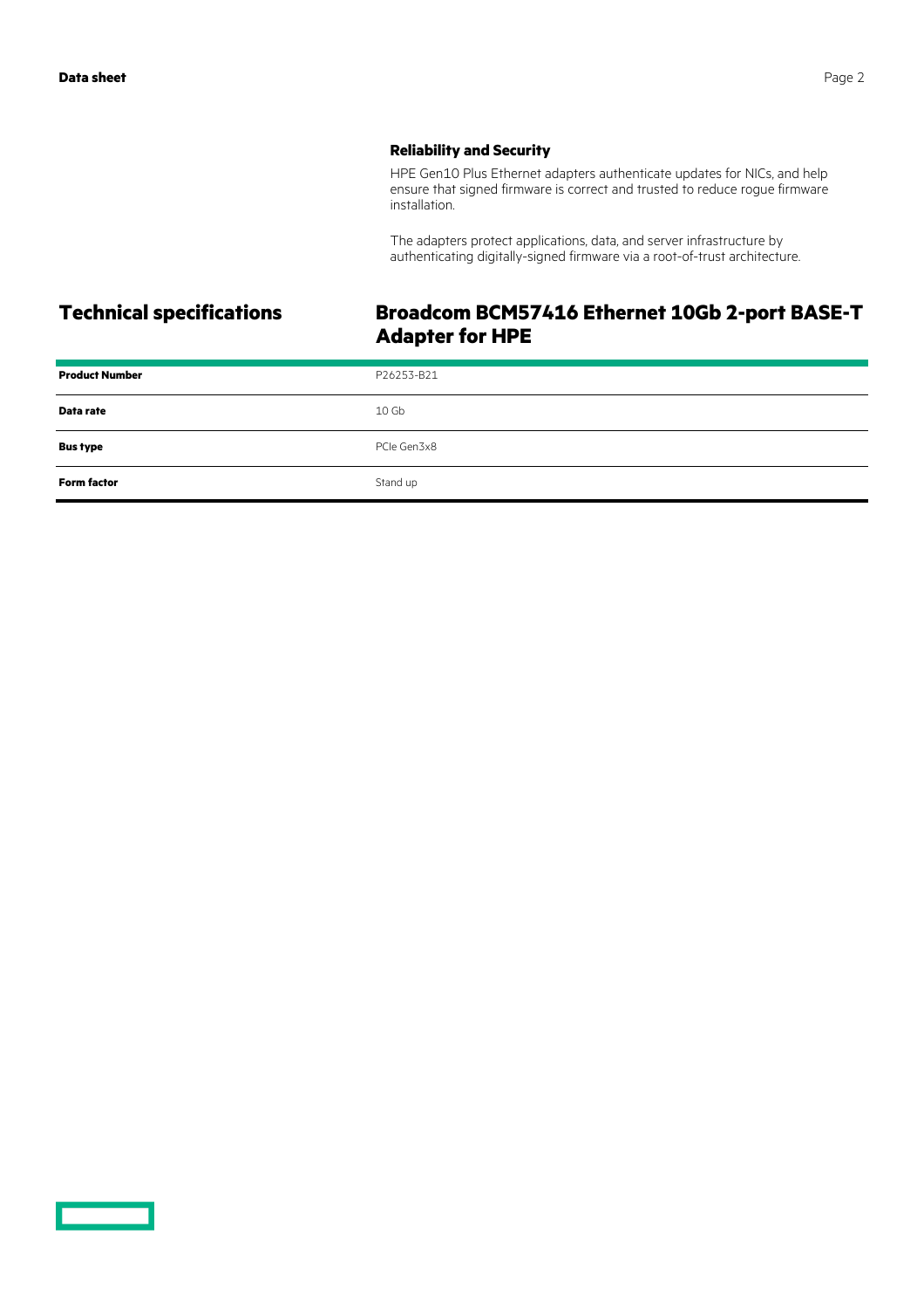### Reliability and Security

HPE Gen10 Plus Ethernet adapters authenticate updates for NICs, and help ensure that signed firmware is correct and trusted to reduce rogue firmware installation.

The adapters protect applications, data, and server infrastructure by authenticating digitally-signed firmware via a root-of-trust architecture.

## Technical specifications

### Broadcom BCM57416 Ethernet 10Gb 2-port BASE-T Adapter for HPE

| | |
|---|---|
| **Product Number** | P26253-B21 |
| **Data rate** | 10 Gb |
| **Bus type** | PCIe Gen3x8 |
| **Form factor** | Stand up |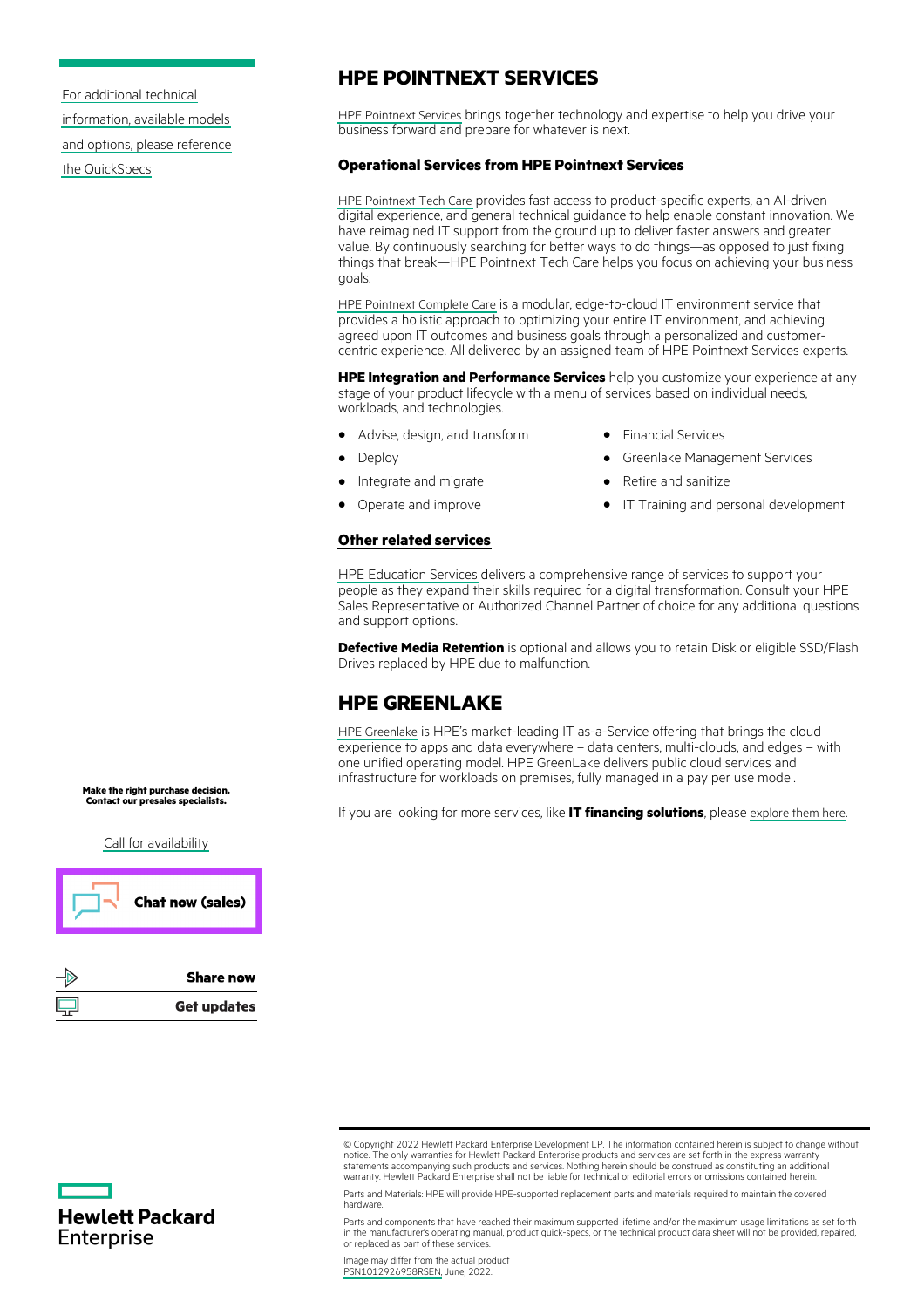For additional technical information, available models and options, please reference the QuickSpecs

# HPE POINTNEXT SERVICES

HPE Pointnext Services brings together technology and expertise to help you drive your business forward and prepare for whatever is next.

### Operational Services from HPE Pointnext Services

HPE Pointnext Tech Care provides fast access to product-specific experts, an AI-driven digital experience, and general technical guidance to help enable constant innovation. We have reimagined IT support from the ground up to deliver faster answers and greater value. By continuously searching for better ways to do things—as opposed to just fixing things that break—HPE Pointnext Tech Care helps you focus on achieving your business goals.

HPE Pointnext Complete Care is a modular, edge-to-cloud IT environment service that provides a holistic approach to optimizing your entire IT environment, and achieving agreed upon IT outcomes and business goals through a personalized and customer-centric experience. All delivered by an assigned team of HPE Pointnext Services experts.

**HPE Integration and Performance Services** help you customize your experience at any stage of your product lifecycle with a menu of services based on individual needs, workloads, and technologies.

- Advise, design, and transform
- Deploy
- Integrate and migrate
- Operate and improve
- Financial Services
- Greenlake Management Services
- Retire and sanitize
- IT Training and personal development

### Other related services

HPE Education Services delivers a comprehensive range of services to support your people as they expand their skills required for a digital transformation. Consult your HPE Sales Representative or Authorized Channel Partner of choice for any additional questions and support options.

**Defective Media Retention** is optional and allows you to retain Disk or eligible SSD/Flash Drives replaced by HPE due to malfunction.

# HPE GREENLAKE

HPE Greenlake is HPE's market-leading IT as-a-Service offering that brings the cloud experience to apps and data everywhere – data centers, multi-clouds, and edges – with one unified operating model. HPE GreenLake delivers public cloud services and infrastructure for workloads on premises, fully managed in a pay per use model.

If you are looking for more services, like **IT financing solutions**, please explore them here.

**Make the right purchase decision. Contact our presales specialists.**

Call for availability

**Chat now (sales)**

**Share now**

**Get updates**

© Copyright 2022 Hewlett Packard Enterprise Development LP. The information contained herein is subject to change without notice. The only warranties for Hewlett Packard Enterprise products and services are set forth in the express warranty statements accompanying such products and services. Nothing herein should be construed as constituting an additional warranty. Hewlett Packard Enterprise shall not be liable for technical or editorial errors or omissions contained herein.

Parts and Materials: HPE will provide HPE-supported replacement parts and materials required to maintain the covered hardware.

Parts and components that have reached their maximum supported lifetime and/or the maximum usage limitations as set forth in the manufacturer's operating manual, product quick-specs, or the technical product data sheet will not be provided, repaired, or replaced as part of these services.

Image may differ from the actual product

PSN1012926958RSEN, June, 2022.

**Hewlett Packard** Enterprise